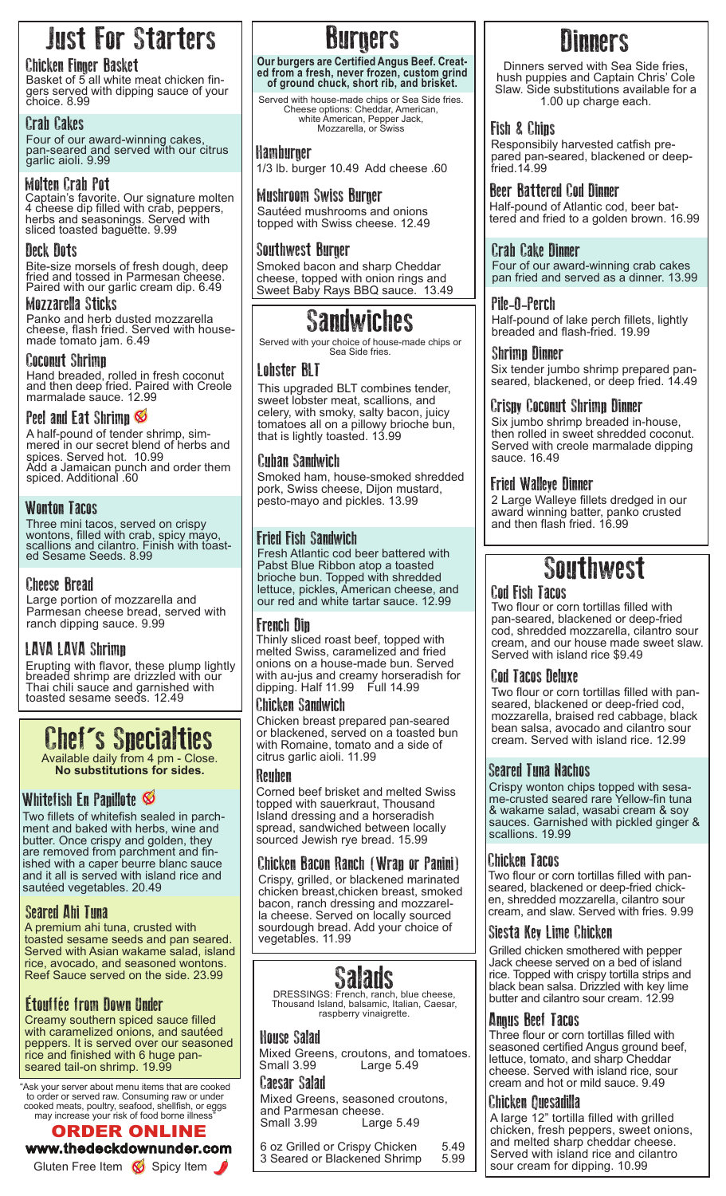# Just For Starters

### Chicken Finger Basket
Basket of 5 all white meat chicken fingers served with dipping sauce of your choice. 8.99

### Crab Cakes
Four of our award-winning cakes, pan-seared and served with our citrus garlic aioli. 9.99

### Molten Crab Pot
Captain's favorite. Our signature molten 4 cheese dip filled with crab, peppers, herbs and seasonings. Served with sliced toasted baguette. 9.99

### Deck Dots
Bite-size morsels of fresh dough, deep fried and tossed in Parmesan cheese. Paired with our garlic cream dip. 6.49

### Mozzarella Sticks
Panko and herb dusted mozzarella cheese, flash fried. Served with house-made tomato jam. 6.49

### Coconut Shrimp
Hand breaded, rolled in fresh coconut and then deep fried. Paired with Creole marmalade sauce. 12.99

### Peel and Eat Shrimp
A half-pound of tender shrimp, simmered in our secret blend of herbs and spices. Served hot. 10.99
Add a Jamaican punch and order them spiced. Additional .60

### Wonton Tacos
Three mini tacos, served on crispy wontons, filled with crab, spicy mayo, scallions and cilantro. Finish with toasted Sesame Seeds. 8.99

### Cheese Bread
Large portion of mozzarella and Parmesan cheese bread, served with ranch dipping sauce. 9.99

### LAVA LAVA Shrimp
Erupting with flavor, these plump lightly breaded shrimp are drizzled with our Thai chili sauce and garnished with toasted sesame seeds. 12.49

# Chef's Specialties
Available daily from 4 pm - Close.
**No substitutions for sides.**

### Whitefish En Papillote
Two fillets of whitefish sealed in parchment and baked with herbs, wine and butter. Once crispy and golden, they are removed from parchment and finished with a caper beurre blanc sauce and it all is served with island rice and sautéed vegetables. 20.49

### Seared Ahi Tuna
A premium ahi tuna, crusted with toasted sesame seeds and pan seared. Served with Asian wakame salad, island rice, avocado, and seasoned wontons. Reef Sauce served on the side. 23.99

### Étouffée from Down Under
Creamy southern spiced sauce filled with caramelized onions, and sautéed peppers. It is served over our seasoned rice and finished with 6 huge pan-seared tail-on shrimp. 19.99

"Ask your server about menu items that are cooked to order or served raw. Consuming raw or under cooked meats, poultry, seafood, shellfish, or eggs may increase your risk of food borne illness"

**ORDER ONLINE**
**www.thedeckdownunder.com**

Gluten Free Item    Spicy Item

# Burgers

**Our burgers are Certified Angus Beef. Created from a fresh, never frozen, custom grind of ground chuck, short rib, and brisket.**

Served with house-made chips or Sea Side fries. Cheese options: Cheddar, American, white American, Pepper Jack, Mozzarella, or Swiss

### Hamburger
1/3 lb. burger 10.49 Add cheese .60

### Mushroom Swiss Burger
Sautéed mushrooms and onions topped with Swiss cheese. 12.49

### Southwest Burger
Smoked bacon and sharp Cheddar cheese, topped with onion rings and Sweet Baby Rays BBQ sauce. 13.49

# Sandwiches
Served with your choice of house-made chips or Sea Side fries.

### Lobster BLT
This upgraded BLT combines tender, sweet lobster meat, scallions, and celery, with smoky, salty bacon, juicy tomatoes all on a pillowy brioche bun, that is lightly toasted. 13.99

### Cuban Sandwich
Smoked ham, house-smoked shredded pork, Swiss cheese, Dijon mustard, pesto-mayo and pickles. 13.99

### Fried Fish Sandwich
Fresh Atlantic cod beer battered with Pabst Blue Ribbon atop a toasted brioche bun. Topped with shredded lettuce, pickles, American cheese, and our red and white tartar sauce. 12.99

### French Dip
Thinly sliced roast beef, topped with melted Swiss, caramelized and fried onions on a house-made bun. Served with au-jus and creamy horseradish for dipping. Half 11.99 Full 14.99

### Chicken Sandwich
Chicken breast prepared pan-seared or blackened, served on a toasted bun with Romaine, tomato and a side of citrus garlic aioli. 11.99

### Reuben
Corned beef brisket and melted Swiss topped with sauerkraut, Thousand Island dressing and a horseradish spread, sandwiched between locally sourced Jewish rye bread. 15.99

### Chicken Bacon Ranch (Wrap or Panini)
Crispy, grilled, or blackened marinated chicken breast,chicken breast, smoked bacon, ranch dressing and mozzarella cheese. Served on locally sourced sourdough bread. Add your choice of vegetables. 11.99

# Salads
DRESSINGS: French, ranch, blue cheese, Thousand Island, balsamic, Italian, Caesar, raspberry vinaigrette.

### House Salad
Mixed Greens, croutons, and tomatoes.
Small 3.99 Large 5.49

### Caesar Salad
Mixed Greens, seasoned croutons, and Parmesan cheese.
Small 3.99 Large 5.49

6 oz Grilled or Crispy Chicken 5.49
3 Seared or Blackened Shrimp 5.99

# Dinners
Dinners served with Sea Side fries, hush puppies and Captain Chris' Cole Slaw. Side substitutions available for a 1.00 up charge each.

### Fish & Chips
Responsibily harvested catfish prepared pan-seared, blackened or deep-fried.14.99

### Beer Battered Cod Dinner
Half-pound of Atlantic cod, beer battered and fried to a golden brown. 16.99

### Crab Cake Dinner
Four of our award-winning crab cakes pan fried and served as a dinner. 13.99

### Pile-O-Perch
Half-pound of lake perch fillets, lightly breaded and flash-fried. 19.99

### Shrimp Dinner
Six tender jumbo shrimp prepared pan-seared, blackened, or deep fried. 14.49

### Crispy Coconut Shrimp Dinner
Six jumbo shrimp breaded in-house, then rolled in sweet shredded coconut. Served with creole marmalade dipping sauce. 16.49

### Fried Walleye Dinner
2 Large Walleye fillets dredged in our award winning batter, panko crusted and then flash fried. 16.99

# Southwest

### Cod Fish Tacos
Two flour or corn tortillas filled with pan-seared, blackened or deep-fried cod, shredded mozzarella, cilantro sour cream, and our house made sweet slaw. Served with island rice $9.49

### Cod Tacos Deluxe
Two flour or corn tortillas filled with pan-seared, blackened or deep-fried cod, mozzarella, braised red cabbage, black bean salsa, avocado and cilantro sour cream. Served with island rice. 12.99

### Seared Tuna Nachos
Crispy wonton chips topped with sesame-crusted seared rare Yellow-fin tuna & wakame salad, wasabi cream & soy sauces. Garnished with pickled ginger & scallions. 19.99

### Chicken Tacos
Two flour or corn tortillas filled with pan-seared, blackened or deep-fried chicken, shredded mozzarella, cilantro sour cream, and slaw. Served with fries. 9.99

### Siesta Key Lime Chicken
Grilled chicken smothered with pepper Jack cheese served on a bed of island rice. Topped with crispy tortilla strips and black bean salsa. Drizzled with key lime butter and cilantro sour cream. 12.99

### Angus Beef Tacos
Three flour or corn tortillas filled with seasoned certified Angus ground beef, lettuce, tomato, and sharp Cheddar cheese. Served with island rice, sour cream and hot or mild sauce. 9.49

### Chicken Quesadilla
A large 12" tortilla filled with grilled chicken, fresh peppers, sweet onions, and melted sharp cheddar cheese. Served with island rice and cilantro sour cream for dipping. 10.99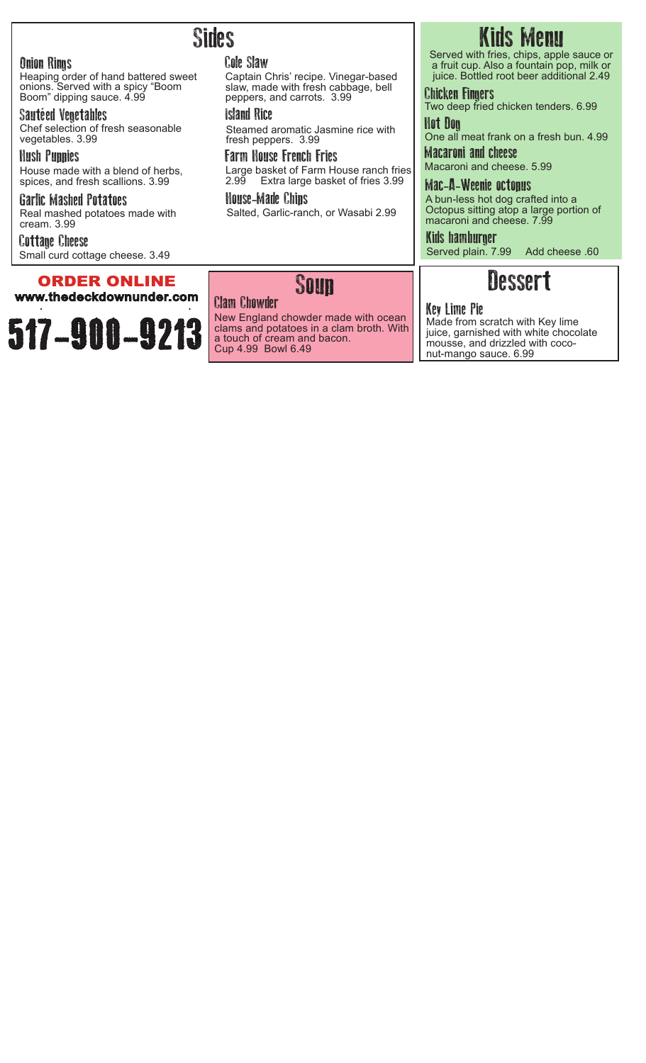# Sides

### Onion Rings
Heaping order of hand battered sweet onions. Served with a spicy "Boom Boom" dipping sauce. 4.99

### Sautéed Vegetables
Chef selection of fresh seasonable vegetables. 3.99

### Hush Puppies
House made with a blend of herbs, spices, and fresh scallions. 3.99

### Garlic Mashed Potatoes
Real mashed potatoes made with cream. 3.99

### Cottage Cheese
Small curd cottage cheese. 3.49

### Cole Slaw
Captain Chris' recipe. Vinegar-based slaw, made with fresh cabbage, bell peppers, and carrots. 3.99

### Island Rice
Steamed aromatic Jasmine rice with fresh peppers. 3.99

### Farm House French Fries
Large basket of Farm House ranch fries 2.99 Extra large basket of fries 3.99

### House-Made Chips
Salted, Garlic-ranch, or Wasabi 2.99

# Kids Menu

Served with fries, chips, apple sauce or a fruit cup. Also a fountain pop, milk or juice. Bottled root beer additional 2.49

### Chicken Fingers
Two deep fried chicken tenders. 6.99

### Hot Dog
One all meat frank on a fresh bun. 4.99

### Macaroni and cheese
Macaroni and cheese. 5.99

### Mac-A-Weenie octopus
A bun-less hot dog crafted into a Octopus sitting atop a large portion of macaroni and cheese. 7.99

### Kids hamburger
Served plain. 7.99 Add cheese .60

**ORDER ONLINE**
**www.thedeckdownunder.com**

# 517-900-9213

# Soup

### Clam Chowder
New England chowder made with ocean clams and potatoes in a clam broth. With a touch of cream and bacon.
Cup 4.99 Bowl 6.49

# Dessert

### Key Lime Pie
Made from scratch with Key lime juice, garnished with white chocolate mousse, and drizzled with coconut-mango sauce. 6.99